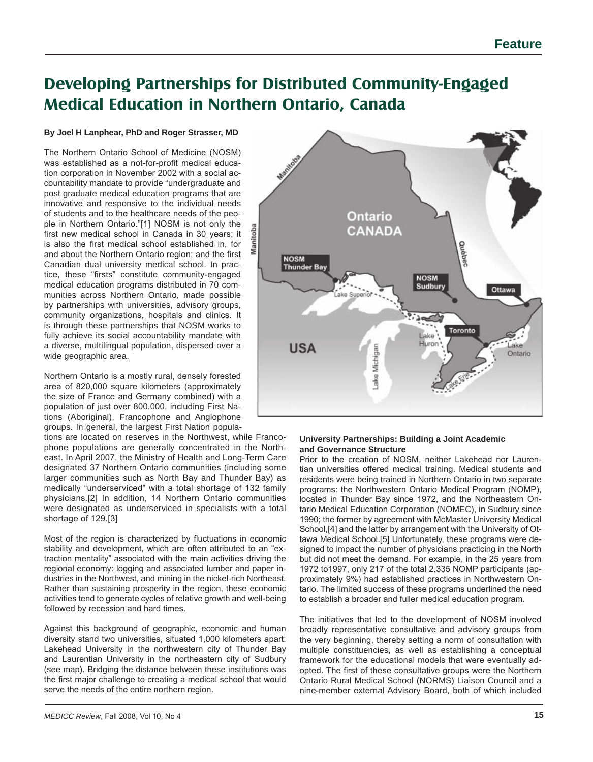# Developing Partnerships for Distributed Community-Engaged Medical Education in Northern Ontario, Canada

**By Joel H Lanphear, PhD and Roger Strasser, MD**

The Northern Ontario School of Medicine (NOSM) was established as a not-for-profit medical education corporation in November 2002 with a social accountability mandate to provide "undergraduate and post graduate medical education programs that are innovative and responsive to the individual needs of students and to the healthcare needs of the people in Northern Ontario."[1] NOSM is not only the first new medical school in Canada in 30 years; it is also the first medical school established in, for and about the Northern Ontario region; and the first Canadian dual university medical school. In practice, these "firsts" constitute community-engaged medical education programs distributed in 70 communities across Northern Ontario, made possible by partnerships with universities, advisory groups, community organizations, hospitals and clinics. It is through these partnerships that NOSM works to fully achieve its social accountability mandate with a diverse, multilingual population, dispersed over a wide geographic area.

Northern Ontario is a mostly rural, densely forested area of 820,000 square kilometers (approximately the size of France and Germany combined) with a population of just over 800,000, including First Nations (Aboriginal), Francophone and Anglophone groups. In general, the largest First Nation populations are located on reserves in the Northwest, while Francophone populations are generally concentrated in the Northeast. In April 2007, the Ministry of Health and Long-Term Care designated 37 Northern Ontario communities (including some larger communities such as North Bay and Thunder Bay) as medically "underserviced" with a total shortage of 132 family physicians.[2] In addition, 14 Northern Ontario communities were designated as underserviced in specialists with a total shortage of 129.[3]

Most of the region is characterized by fluctuations in economic stability and development, which are often attributed to an "extraction mentality" associated with the main activities driving the regional economy: logging and associated lumber and paper industries in the Northwest, and mining in the nickel-rich Northeast. Rather than sustaining prosperity in the region, these economic activities tend to generate cycles of relative growth and well-being followed by recession and hard times.

Against this background of geographic, economic and human diversity stand two universities, situated 1,000 kilometers apart: Lakehead University in the northwestern city of Thunder Bay and Laurentian University in the northeastern city of Sudbury (see map). Bridging the distance between these institutions was the first major challenge to creating a medical school that would serve the needs of the entire northern region.

Manitoba
Ontario
CANADA
Québec
NOSM Thunder Bay
NOSM Sudbury
Ottawa
Toronto
Lake Superior
Lake Huron
Lake Ontario
Lake Michigan
Lake Erie
USA

### University Partnerships: Building a Joint Academic and Governance Structure

Prior to the creation of NOSM, neither Lakehead nor Laurentian universities offered medical training. Medical students and residents were being trained in Northern Ontario in two separate programs: the Northwestern Ontario Medical Program (NOMP), located in Thunder Bay since 1972, and the Northeastern Ontario Medical Education Corporation (NOMEC), in Sudbury since 1990; the former by agreement with McMaster University Medical School,[4] and the latter by arrangement with the University of Ottawa Medical School.[5] Unfortunately, these programs were designed to impact the number of physicians practicing in the North but did not meet the demand. For example, in the 25 years from 1972 to1997, only 217 of the total 2,335 NOMP participants (approximately 9%) had established practices in Northwestern Ontario. The limited success of these programs underlined the need to establish a broader and fuller medical education program.

The initiatives that led to the development of NOSM involved broadly representative consultative and advisory groups from the very beginning, thereby setting a norm of consultation with multiple constituencies, as well as establishing a conceptual framework for the educational models that were eventually adopted. The first of these consultative groups were the Northern Ontario Rural Medical School (NORMS) Liaison Council and a nine-member external Advisory Board, both of which included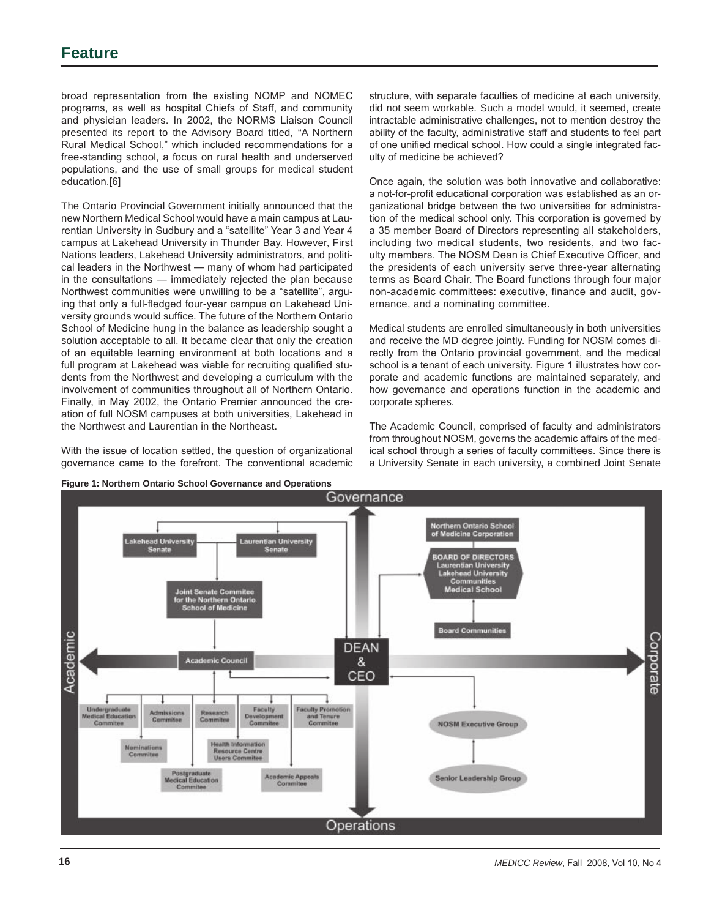## Feature

broad representation from the existing NOMP and NOMEC programs, as well as hospital Chiefs of Staff, and community and physician leaders. In 2002, the NORMS Liaison Council presented its report to the Advisory Board titled, "A Northern Rural Medical School," which included recommendations for a free-standing school, a focus on rural health and underserved populations, and the use of small groups for medical student education.[6]

The Ontario Provincial Government initially announced that the new Northern Medical School would have a main campus at Laurentian University in Sudbury and a "satellite" Year 3 and Year 4 campus at Lakehead University in Thunder Bay. However, First Nations leaders, Lakehead University administrators, and political leaders in the Northwest — many of whom had participated in the consultations — immediately rejected the plan because Northwest communities were unwilling to be a "satellite", arguing that only a full-fledged four-year campus on Lakehead University grounds would suffice. The future of the Northern Ontario School of Medicine hung in the balance as leadership sought a solution acceptable to all. It became clear that only the creation of an equitable learning environment at both locations and a full program at Lakehead was viable for recruiting qualified students from the Northwest and developing a curriculum with the involvement of communities throughout all of Northern Ontario. Finally, in May 2002, the Ontario Premier announced the creation of full NOSM campuses at both universities, Lakehead in the Northwest and Laurentian in the Northeast.

With the issue of location settled, the question of organizational governance came to the forefront. The conventional academic structure, with separate faculties of medicine at each university, did not seem workable. Such a model would, it seemed, create intractable administrative challenges, not to mention destroy the ability of the faculty, administrative staff and students to feel part of one unified medical school. How could a single integrated faculty of medicine be achieved?

Once again, the solution was both innovative and collaborative: a not-for-profit educational corporation was established as an organizational bridge between the two universities for administration of the medical school only. This corporation is governed by a 35 member Board of Directors representing all stakeholders, including two medical students, two residents, and two faculty members. The NOSM Dean is Chief Executive Officer, and the presidents of each university serve three-year alternating terms as Board Chair. The Board functions through four major non-academic committees: executive, finance and audit, governance, and a nominating committee.

Medical students are enrolled simultaneously in both universities and receive the MD degree jointly. Funding for NOSM comes directly from the Ontario provincial government, and the medical school is a tenant of each university. Figure 1 illustrates how corporate and academic functions are maintained separately, and how governance and operations function in the academic and corporate spheres.

The Academic Council, comprised of faculty and administrators from throughout NOSM, governs the academic affairs of the medical school through a series of faculty committees. Since there is a University Senate in each university, a combined Joint Senate

**Figure 1: Northern Ontario School Governance and Operations**

Governance
Operations
Academic
Corporate
Lakehead University Senate
Laurentian University Senate
Joint Senate Commitee for the Northern Ontario School of Medicine
Academic Council
DEAN & CEO
Northern Ontario School of Medicine Corporation
BOARD OF DIRECTORS Laurentian University Lakehead University Communities Medical School
Board Communities
NOSM Executive Group
Senior Leadership Group
Undergraduate Medical Education Commitee
Admissions Commitee
Research Commitee
Faculty Development Commitee
Faculty Promotion and Tenure Commitee
Nominations Commitee
Health Information Resource Centre Users Commitee
Postgraduate Medical Education Commitee
Academic Appeals Commitee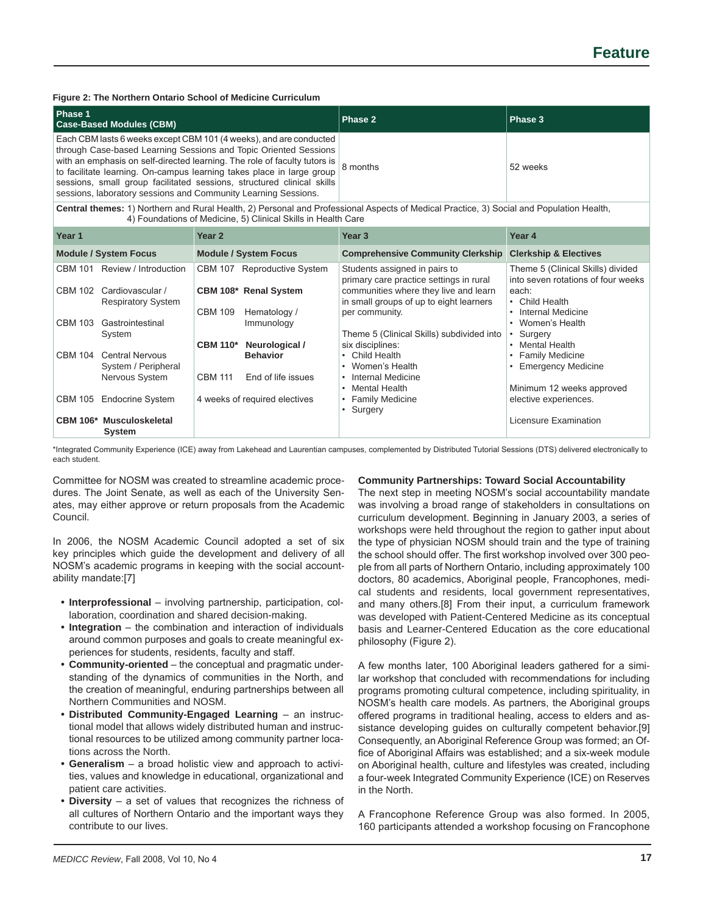**Figure 2: The Northern Ontario School of Medicine Curriculum**

| Phase 1 Case-Based Modules (CBM) | | Phase 2 | Phase 3 |
|---|---|---|---|
| Each CBM lasts 6 weeks except CBM 101 (4 weeks), and are conducted through Case-based Learning Sessions and Topic Oriented Sessions with an emphasis on self-directed learning. The role of faculty tutors is to facilitate learning. On-campus learning takes place in large group sessions, small group facilitated sessions, structured clinical skills sessions, laboratory sessions and Community Learning Sessions. | | 8 months | 52 weeks |
| **Central themes:** 1) Northern and Rural Health, 2) Personal and Professional Aspects of Medical Practice, 3) Social and Population Health, 4) Foundations of Medicine, 5) Clinical Skills in Health Care | | | |
| **Year 1** | **Year 2** | **Year 3** | **Year 4** |
| **Module / System Focus** | **Module / System Focus** | **Comprehensive Community Clerkship** | **Clerkship & Electives** |
| CBM 101 Review / Introduction<br><br>CBM 102 Cardiovascular / Respiratory System<br><br>CBM 103 Gastrointestinal System<br><br>CBM 104 Central Nervous System / Peripheral Nervous System<br><br>CBM 105 Endocrine System<br><br>**CBM 106\* Musculoskeletal System** | CBM 107 Reproductive System<br><br>**CBM 108\* Renal System**<br><br>CBM 109 Hematology / Immunology<br><br>**CBM 110\* Neurological / Behavior**<br><br>CBM 111 End of life issues<br><br>4 weeks of required electives | Students assigned in pairs to primary care practice settings in rural communities where they live and learn in small groups of up to eight learners per community.<br><br>Theme 5 (Clinical Skills) subdivided into six disciplines:<br>• Child Health<br>• Women's Health<br>• Internal Medicine<br>• Mental Health<br>• Family Medicine<br>• Surgery | Theme 5 (Clinical Skills) divided into seven rotations of four weeks each:<br>• Child Health<br>• Internal Medicine<br>• Women's Health<br>• Surgery<br>• Mental Health<br>• Family Medicine<br>• Emergency Medicine<br><br>Minimum 12 weeks approved elective experiences.<br><br>Licensure Examination |

*Integrated Community Experience (ICE) away from Lakehead and Laurentian campuses, complemented by Distributed Tutorial Sessions (DTS) delivered electronically to each student.

Committee for NOSM was created to streamline academic procedures. The Joint Senate, as well as each of the University Senates, may either approve or return proposals from the Academic Council.

In 2006, the NOSM Academic Council adopted a set of six key principles which guide the development and delivery of all NOSM's academic programs in keeping with the social accountability mandate:[7]

- **Interprofessional** – involving partnership, participation, collaboration, coordination and shared decision-making.
- **Integration** – the combination and interaction of individuals around common purposes and goals to create meaningful experiences for students, residents, faculty and staff.
- **Community-oriented** – the conceptual and pragmatic understanding of the dynamics of communities in the North, and the creation of meaningful, enduring partnerships between all Northern Communities and NOSM.
- **Distributed Community-Engaged Learning** – an instructional model that allows widely distributed human and instructional resources to be utilized among community partner locations across the North.
- **Generalism** – a broad holistic view and approach to activities, values and knowledge in educational, organizational and patient care activities.
- **Diversity** – a set of values that recognizes the richness of all cultures of Northern Ontario and the important ways they contribute to our lives.

**Community Partnerships: Toward Social Accountability**

The next step in meeting NOSM's social accountability mandate was involving a broad range of stakeholders in consultations on curriculum development. Beginning in January 2003, a series of workshops were held throughout the region to gather input about the type of physician NOSM should train and the type of training the school should offer. The first workshop involved over 300 people from all parts of Northern Ontario, including approximately 100 doctors, 80 academics, Aboriginal people, Francophones, medical students and residents, local government representatives, and many others.[8] From their input, a curriculum framework was developed with Patient-Centered Medicine as its conceptual basis and Learner-Centered Education as the core educational philosophy (Figure 2).

A few months later, 100 Aboriginal leaders gathered for a similar workshop that concluded with recommendations for including programs promoting cultural competence, including spirituality, in NOSM's health care models. As partners, the Aboriginal groups offered programs in traditional healing, access to elders and assistance developing guides on culturally competent behavior.[9] Consequently, an Aboriginal Reference Group was formed; an Office of Aboriginal Affairs was established; and a six-week module on Aboriginal health, culture and lifestyles was created, including a four-week Integrated Community Experience (ICE) on Reserves in the North.

A Francophone Reference Group was also formed. In 2005, 160 participants attended a workshop focusing on Francophone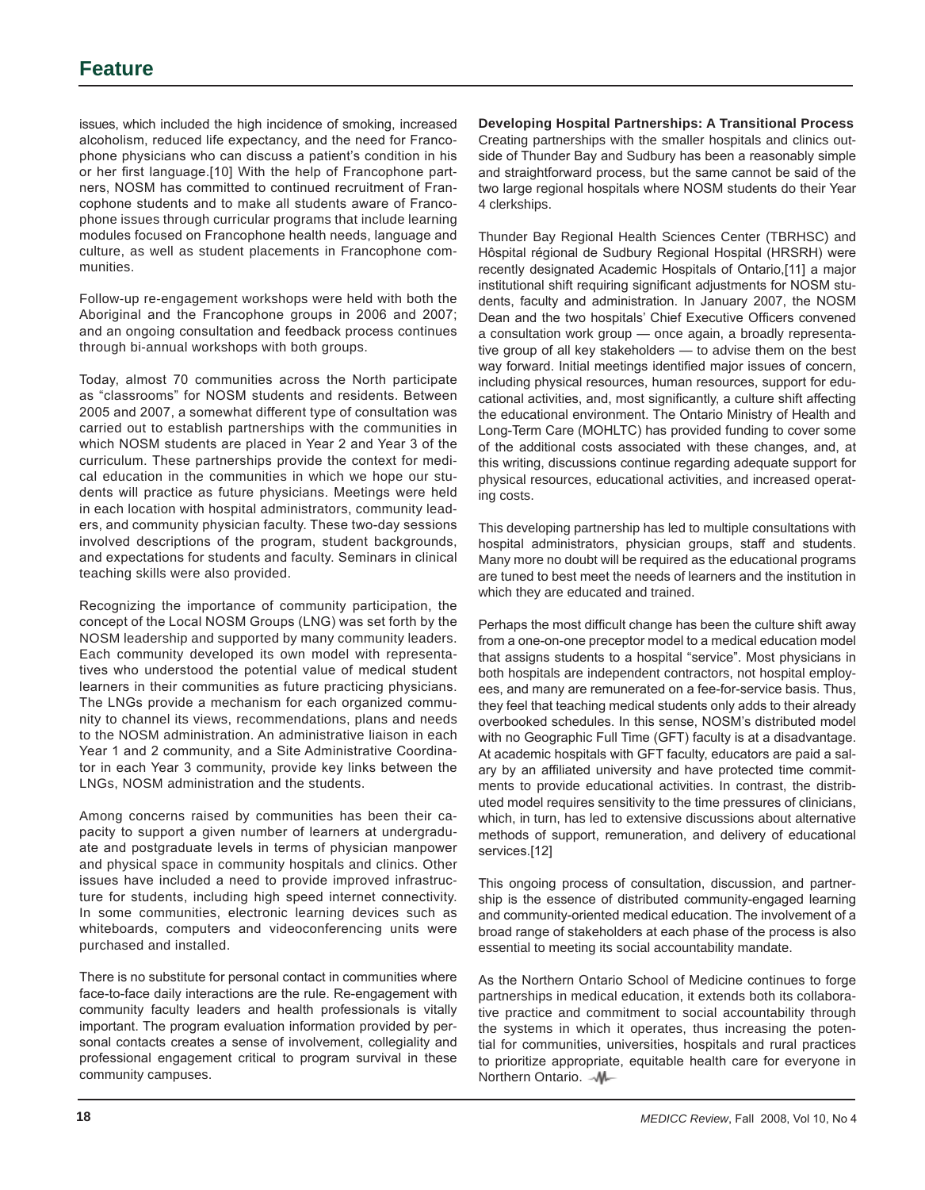issues, which included the high incidence of smoking, increased alcoholism, reduced life expectancy, and the need for Francophone physicians who can discuss a patient's condition in his or her first language.[10] With the help of Francophone partners, NOSM has committed to continued recruitment of Francophone students and to make all students aware of Francophone issues through curricular programs that include learning modules focused on Francophone health needs, language and culture, as well as student placements in Francophone communities.

Follow-up re-engagement workshops were held with both the Aboriginal and the Francophone groups in 2006 and 2007; and an ongoing consultation and feedback process continues through bi-annual workshops with both groups.

Today, almost 70 communities across the North participate as "classrooms" for NOSM students and residents. Between 2005 and 2007, a somewhat different type of consultation was carried out to establish partnerships with the communities in which NOSM students are placed in Year 2 and Year 3 of the curriculum. These partnerships provide the context for medical education in the communities in which we hope our students will practice as future physicians. Meetings were held in each location with hospital administrators, community leaders, and community physician faculty. These two-day sessions involved descriptions of the program, student backgrounds, and expectations for students and faculty. Seminars in clinical teaching skills were also provided.

Recognizing the importance of community participation, the concept of the Local NOSM Groups (LNG) was set forth by the NOSM leadership and supported by many community leaders. Each community developed its own model with representatives who understood the potential value of medical student learners in their communities as future practicing physicians. The LNGs provide a mechanism for each organized community to channel its views, recommendations, plans and needs to the NOSM administration. An administrative liaison in each Year 1 and 2 community, and a Site Administrative Coordinator in each Year 3 community, provide key links between the LNGs, NOSM administration and the students.

Among concerns raised by communities has been their capacity to support a given number of learners at undergraduate and postgraduate levels in terms of physician manpower and physical space in community hospitals and clinics. Other issues have included a need to provide improved infrastructure for students, including high speed internet connectivity. In some communities, electronic learning devices such as whiteboards, computers and videoconferencing units were purchased and installed.

There is no substitute for personal contact in communities where face-to-face daily interactions are the rule. Re-engagement with community faculty leaders and health professionals is vitally important. The program evaluation information provided by personal contacts creates a sense of involvement, collegiality and professional engagement critical to program survival in these community campuses.

**Developing Hospital Partnerships: A Transitional Process**

Creating partnerships with the smaller hospitals and clinics outside of Thunder Bay and Sudbury has been a reasonably simple and straightforward process, but the same cannot be said of the two large regional hospitals where NOSM students do their Year 4 clerkships.

Thunder Bay Regional Health Sciences Center (TBRHSC) and Hôspital régional de Sudbury Regional Hospital (HRSRH) were recently designated Academic Hospitals of Ontario,[11] a major institutional shift requiring significant adjustments for NOSM students, faculty and administration. In January 2007, the NOSM Dean and the two hospitals' Chief Executive Officers convened a consultation work group — once again, a broadly representative group of all key stakeholders — to advise them on the best way forward. Initial meetings identified major issues of concern, including physical resources, human resources, support for educational activities, and, most significantly, a culture shift affecting the educational environment. The Ontario Ministry of Health and Long-Term Care (MOHLTC) has provided funding to cover some of the additional costs associated with these changes, and, at this writing, discussions continue regarding adequate support for physical resources, educational activities, and increased operating costs.

This developing partnership has led to multiple consultations with hospital administrators, physician groups, staff and students. Many more no doubt will be required as the educational programs are tuned to best meet the needs of learners and the institution in which they are educated and trained.

Perhaps the most difficult change has been the culture shift away from a one-on-one preceptor model to a medical education model that assigns students to a hospital "service". Most physicians in both hospitals are independent contractors, not hospital employees, and many are remunerated on a fee-for-service basis. Thus, they feel that teaching medical students only adds to their already overbooked schedules. In this sense, NOSM's distributed model with no Geographic Full Time (GFT) faculty is at a disadvantage. At academic hospitals with GFT faculty, educators are paid a salary by an affiliated university and have protected time commitments to provide educational activities. In contrast, the distributed model requires sensitivity to the time pressures of clinicians, which, in turn, has led to extensive discussions about alternative methods of support, remuneration, and delivery of educational services.[12]

This ongoing process of consultation, discussion, and partnership is the essence of distributed community-engaged learning and community-oriented medical education. The involvement of a broad range of stakeholders at each phase of the process is also essential to meeting its social accountability mandate.

As the Northern Ontario School of Medicine continues to forge partnerships in medical education, it extends both its collaborative practice and commitment to social accountability through the systems in which it operates, thus increasing the potential for communities, universities, hospitals and rural practices to prioritize appropriate, equitable health care for everyone in Northern Ontario.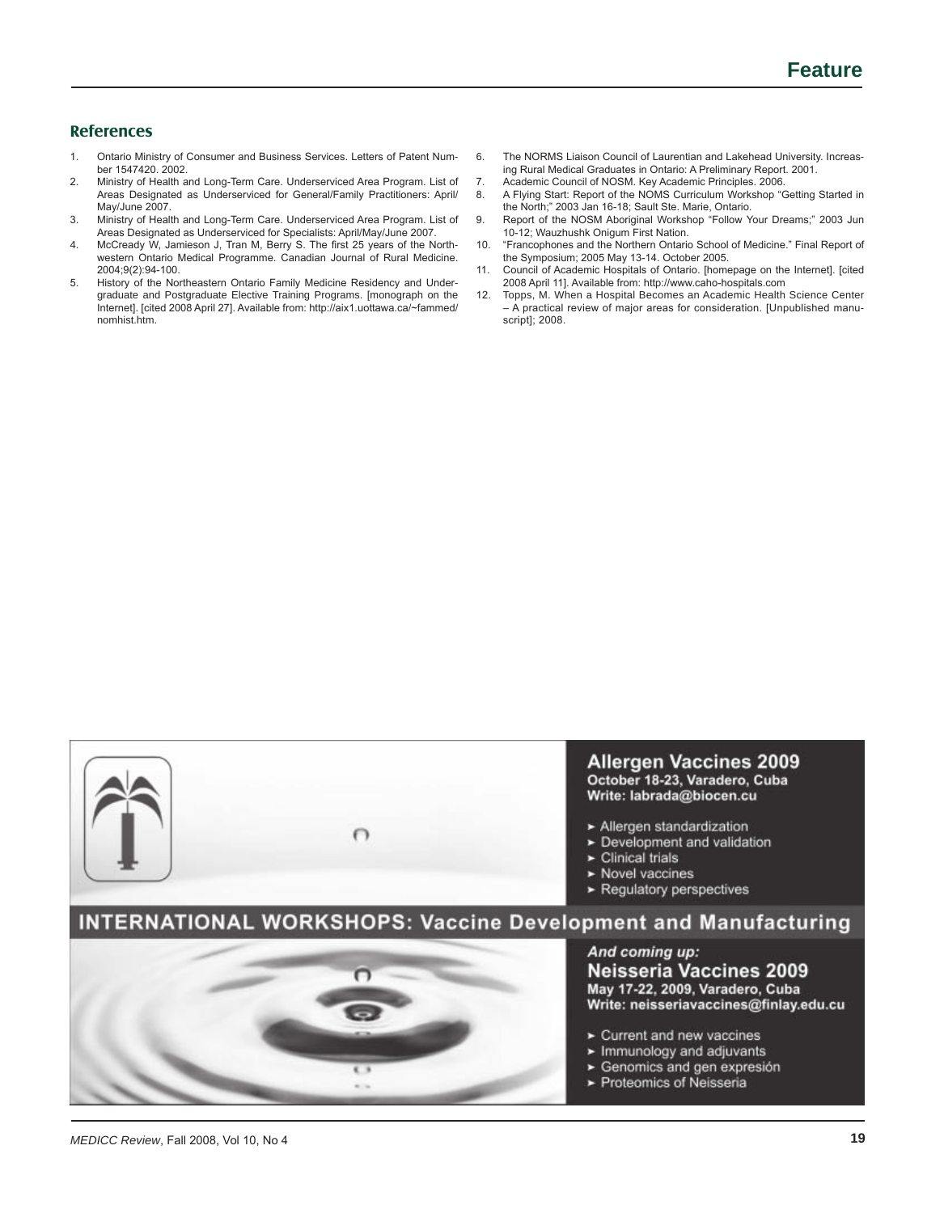## References

1. Ontario Ministry of Consumer and Business Services. Letters of Patent Number 1547420. 2002.
2. Ministry of Health and Long-Term Care. Underserviced Area Program. List of Areas Designated as Underserviced for General/Family Practitioners: April/May/June 2007.
3. Ministry of Health and Long-Term Care. Underserviced Area Program. List of Areas Designated as Underserviced for Specialists: April/May/June 2007.
4. McCready W, Jamieson J, Tran M, Berry S. The first 25 years of the Northwestern Ontario Medical Programme. Canadian Journal of Rural Medicine. 2004;9(2):94-100.
5. History of the Northeastern Ontario Family Medicine Residency and Undergraduate and Postgraduate Elective Training Programs. [monograph on the Internet]. [cited 2008 April 27]. Available from: http://aix1.uottawa.ca/~fammed/nomhist.htm.
6. The NORMS Liaison Council of Laurentian and Lakehead University. Increasing Rural Medical Graduates in Ontario: A Preliminary Report. 2001.
7. Academic Council of NOSM. Key Academic Principles. 2006.
8. A Flying Start: Report of the NOMS Curriculum Workshop "Getting Started in the North;" 2003 Jan 16-18; Sault Ste. Marie, Ontario.
9. Report of the NOSM Aboriginal Workshop "Follow Your Dreams;" 2003 Jun 10-12; Wauzhushk Onigum First Nation.
10. "Francophones and the Northern Ontario School of Medicine." Final Report of the Symposium; 2005 May 13-14. October 2005.
11. Council of Academic Hospitals of Ontario. [homepage on the Internet]. [cited 2008 April 11]. Available from: http://www.caho-hospitals.com
12. Topps, M. When a Hospital Becomes an Academic Health Science Center – A practical review of major areas for consideration. [Unpublished manuscript]; 2008.

**Allergen Vaccines 2009**
**October 18-23, Varadero, Cuba**
**Write: labrada@biocen.cu**

- Allergen standardization
- Development and validation
- Clinical trials
- Novel vaccines
- Regulatory perspectives

**INTERNATIONAL WORKSHOPS: Vaccine Development and Manufacturing**

***And coming up:***
**Neisseria Vaccines 2009**
**May 17-22, 2009, Varadero, Cuba**
**Write: neisseriavaccines@finlay.edu.cu**

- Current and new vaccines
- Immunology and adjuvants
- Genomics and gen expresión
- Proteomics of Neisseria